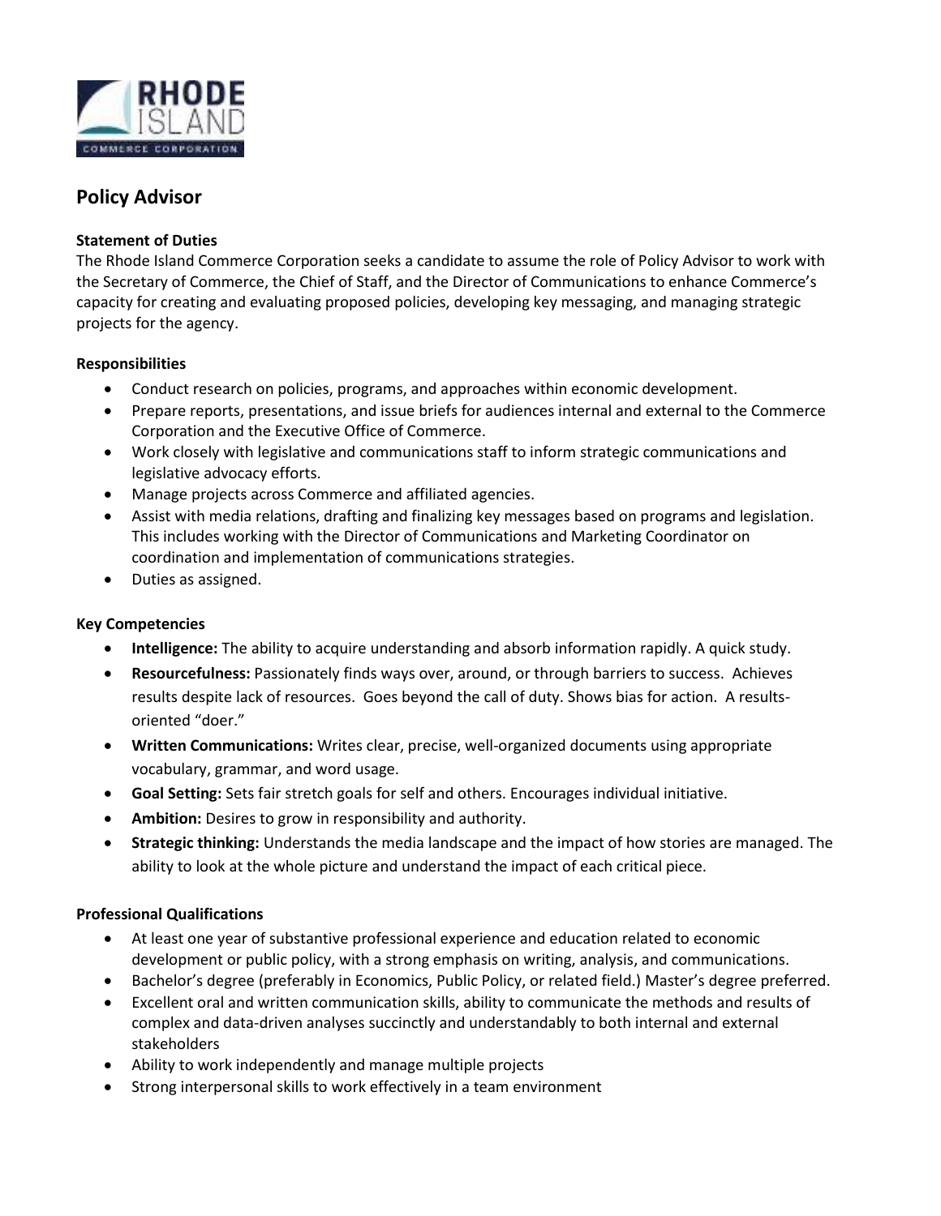# Policy Advisor

**Statement of Duties**

The Rhode Island Commerce Corporation seeks a candidate to assume the role of Policy Advisor to work with the Secretary of Commerce, the Chief of Staff, and the Director of Communications to enhance Commerce's capacity for creating and evaluating proposed policies, developing key messaging, and managing strategic projects for the agency.

**Responsibilities**

- Conduct research on policies, programs, and approaches within economic development.
- Prepare reports, presentations, and issue briefs for audiences internal and external to the Commerce Corporation and the Executive Office of Commerce.
- Work closely with legislative and communications staff to inform strategic communications and legislative advocacy efforts.
- Manage projects across Commerce and affiliated agencies.
- Assist with media relations, drafting and finalizing key messages based on programs and legislation. This includes working with the Director of Communications and Marketing Coordinator on coordination and implementation of communications strategies.
- Duties as assigned.

**Key Competencies**

- **Intelligence:** The ability to acquire understanding and absorb information rapidly. A quick study.
- **Resourcefulness:** Passionately finds ways over, around, or through barriers to success. Achieves results despite lack of resources. Goes beyond the call of duty. Shows bias for action. A results-oriented "doer."
- **Written Communications:** Writes clear, precise, well-organized documents using appropriate vocabulary, grammar, and word usage.
- **Goal Setting:** Sets fair stretch goals for self and others. Encourages individual initiative.
- **Ambition:** Desires to grow in responsibility and authority.
- **Strategic thinking:** Understands the media landscape and the impact of how stories are managed. The ability to look at the whole picture and understand the impact of each critical piece.

**Professional Qualifications**

- At least one year of substantive professional experience and education related to economic development or public policy, with a strong emphasis on writing, analysis, and communications.
- Bachelor's degree (preferably in Economics, Public Policy, or related field.) Master's degree preferred.
- Excellent oral and written communication skills, ability to communicate the methods and results of complex and data-driven analyses succinctly and understandably to both internal and external stakeholders
- Ability to work independently and manage multiple projects
- Strong interpersonal skills to work effectively in a team environment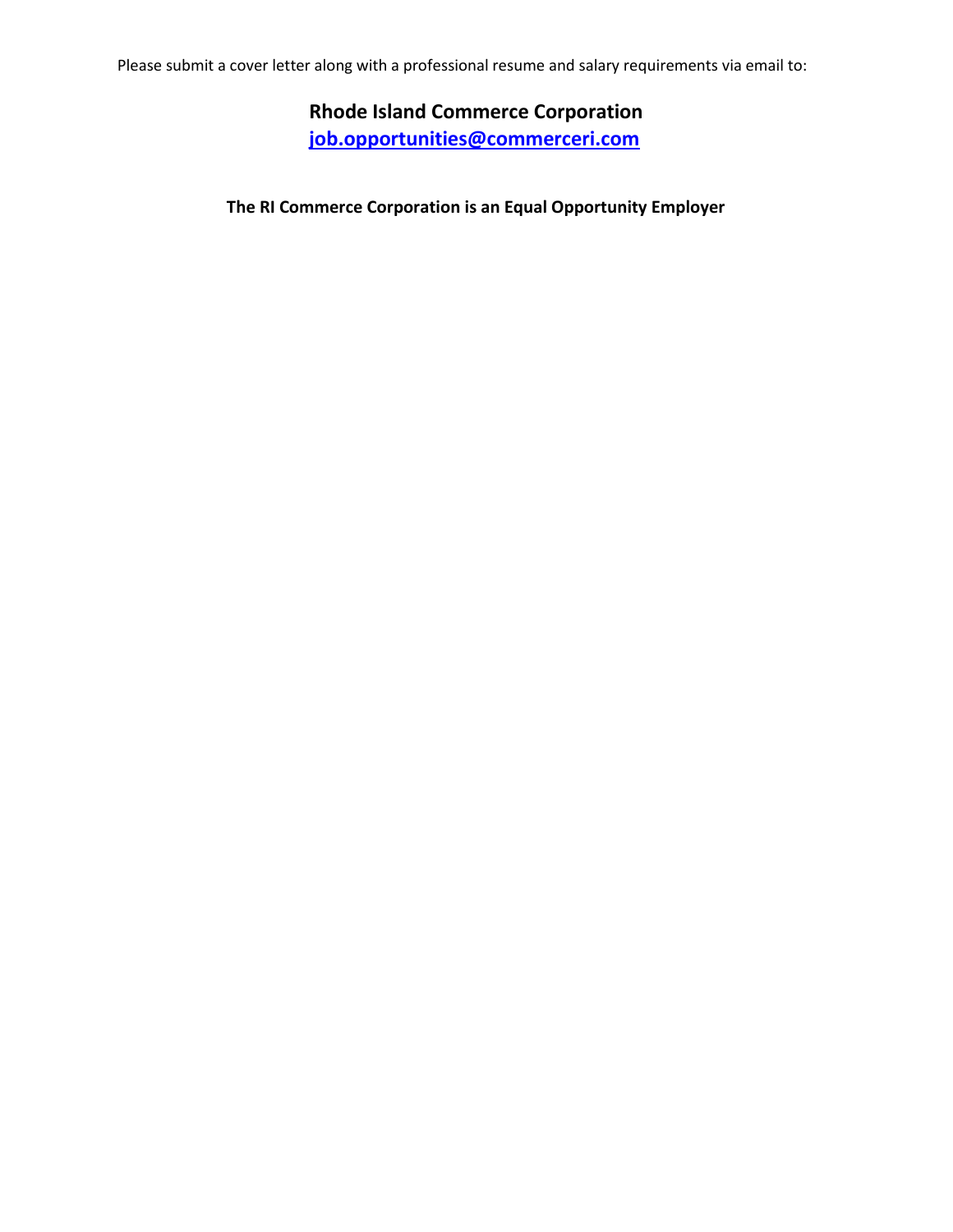Please submit a cover letter along with a professional resume and salary requirements via email to:

**Rhode Island Commerce Corporation**
**job.opportunities@commerceri.com**

**The RI Commerce Corporation is an Equal Opportunity Employer**